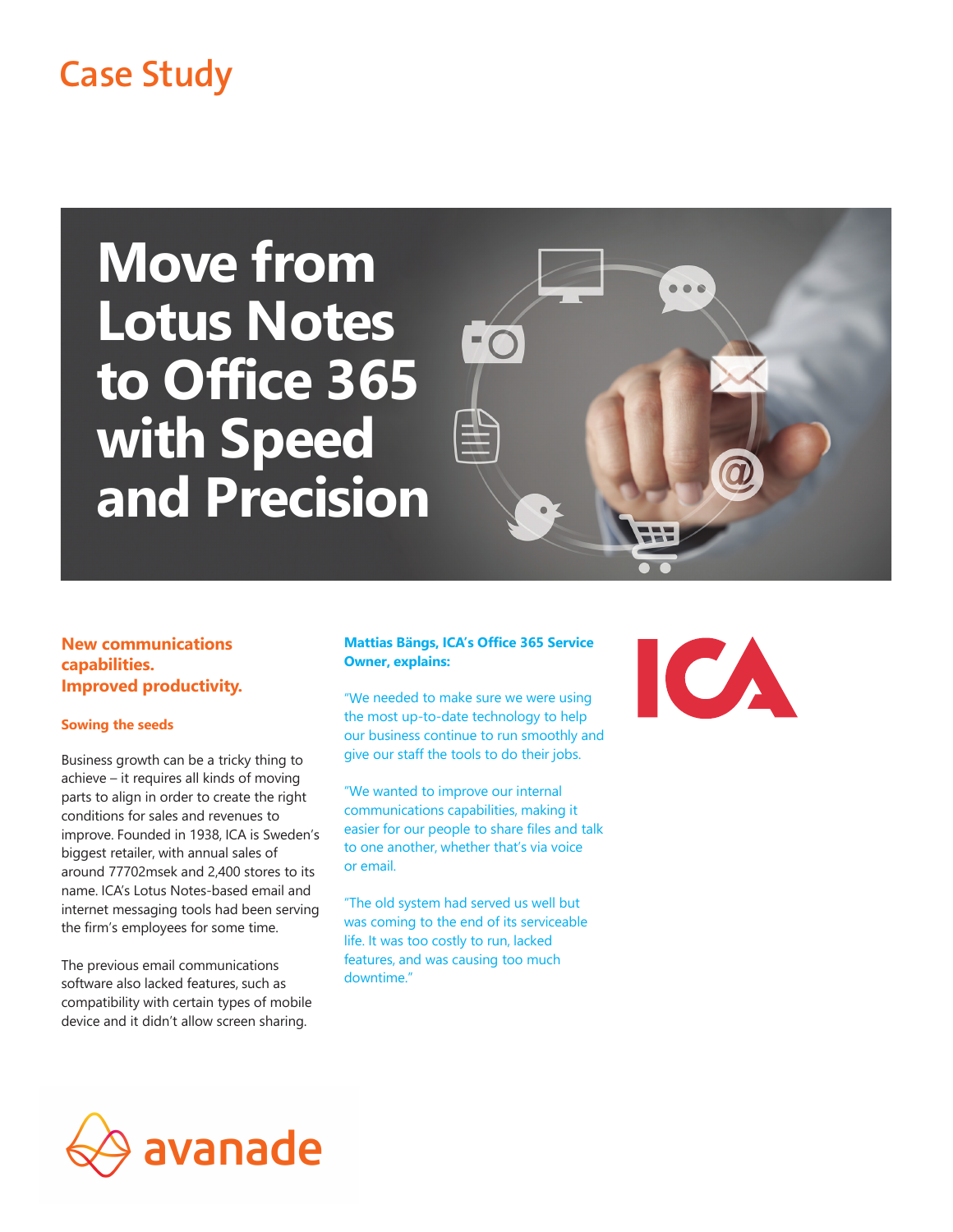Case Study

# Move from Lotus Notes to Office 365 with Speed and Precision

## New communications capabilities. Improved productivity.

### Sowing the seeds

Business growth can be a tricky thing to achieve – it requires all kinds of moving parts to align in order to create the right conditions for sales and revenues to improve. Founded in 1938, ICA is Sweden's biggest retailer, with annual sales of around 77702msek and 2,400 stores to its name. ICA's Lotus Notes-based email and internet messaging tools had been serving the firm's employees for some time.

The previous email communications software also lacked features, such as compatibility with certain types of mobile device and it didn't allow screen sharing.

**Mattias Bängs, ICA's Office 365 Service Owner, explains:**

"We needed to make sure we were using the most up-to-date technology to help our business continue to run smoothly and give our staff the tools to do their jobs.

"We wanted to improve our internal communications capabilities, making it easier for our people to share files and talk to one another, whether that's via voice or email.

"The old system had served us well but was coming to the end of its serviceable life. It was too costly to run, lacked features, and was causing too much downtime."

ICA

avanade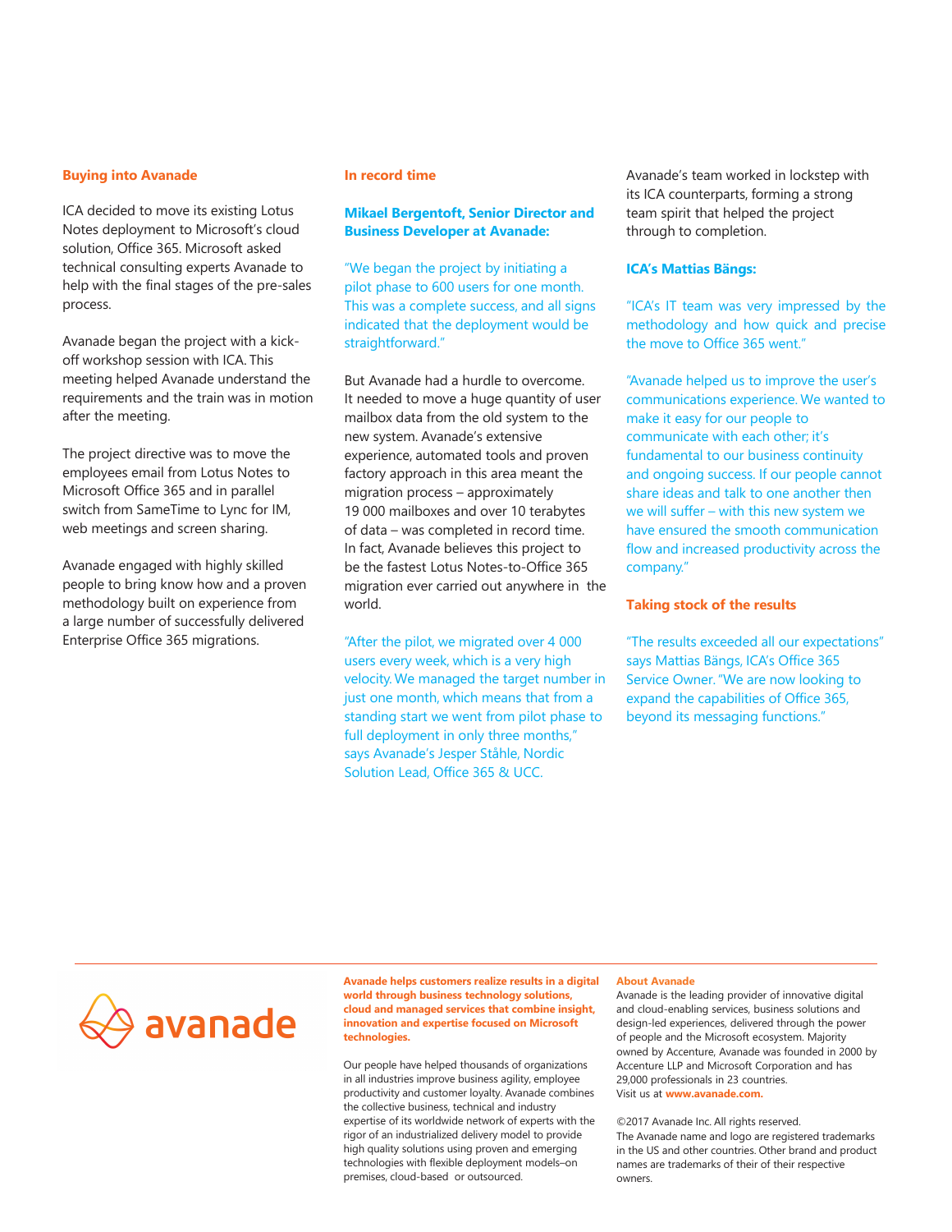## Buying into Avanade

ICA decided to move its existing Lotus Notes deployment to Microsoft's cloud solution, Office 365. Microsoft asked technical consulting experts Avanade to help with the final stages of the pre-sales process.

Avanade began the project with a kick-off workshop session with ICA. This meeting helped Avanade understand the requirements and the train was in motion after the meeting.

The project directive was to move the employees email from Lotus Notes to Microsoft Office 365 and in parallel switch from SameTime to Lync for IM, web meetings and screen sharing.

Avanade engaged with highly skilled people to bring know how and a proven methodology built on experience from a large number of successfully delivered Enterprise Office 365 migrations.

## In record time

**Mikael Bergentoft, Senior Director and Business Developer at Avanade:**

"We began the project by initiating a pilot phase to 600 users for one month. This was a complete success, and all signs indicated that the deployment would be straightforward."

But Avanade had a hurdle to overcome. It needed to move a huge quantity of user mailbox data from the old system to the new system. Avanade's extensive experience, automated tools and proven factory approach in this area meant the migration process – approximately 19 000 mailboxes and over 10 terabytes of data – was completed in record time. In fact, Avanade believes this project to be the fastest Lotus Notes-to-Office 365 migration ever carried out anywhere in the world.

"After the pilot, we migrated over 4 000 users every week, which is a very high velocity. We managed the target number in just one month, which means that from a standing start we went from pilot phase to full deployment in only three months," says Avanade's Jesper Ståhle, Nordic Solution Lead, Office 365 & UCC.

Avanade's team worked in lockstep with its ICA counterparts, forming a strong team spirit that helped the project through to completion.

**ICA's Mattias Bängs:**

"ICA's IT team was very impressed by the methodology and how quick and precise the move to Office 365 went."

"Avanade helped us to improve the user's communications experience. We wanted to make it easy for our people to communicate with each other; it's fundamental to our business continuity and ongoing success. If our people cannot share ideas and talk to one another then we will suffer – with this new system we have ensured the smooth communication flow and increased productivity across the company."

## Taking stock of the results

"The results exceeded all our expectations" says Mattias Bängs, ICA's Office 365 Service Owner. "We are now looking to expand the capabilities of Office 365, beyond its messaging functions."

---

avanade

**Avanade helps customers realize results in a digital world through business technology solutions, cloud and managed services that combine insight, innovation and expertise focused on Microsoft technologies.**

Our people have helped thousands of organizations in all industries improve business agility, employee productivity and customer loyalty. Avanade combines the collective business, technical and industry expertise of its worldwide network of experts with the rigor of an industrialized delivery model to provide high quality solutions using proven and emerging technologies with flexible deployment models–on premises, cloud-based or outsourced.

**About Avanade**

Avanade is the leading provider of innovative digital and cloud-enabling services, business solutions and design-led experiences, delivered through the power of people and the Microsoft ecosystem. Majority owned by Accenture, Avanade was founded in 2000 by Accenture LLP and Microsoft Corporation and has 29,000 professionals in 23 countries.
Visit us at **www.avanade.com.**

©2017 Avanade Inc. All rights reserved.
The Avanade name and logo are registered trademarks in the US and other countries. Other brand and product names are trademarks of their of their respective owners.